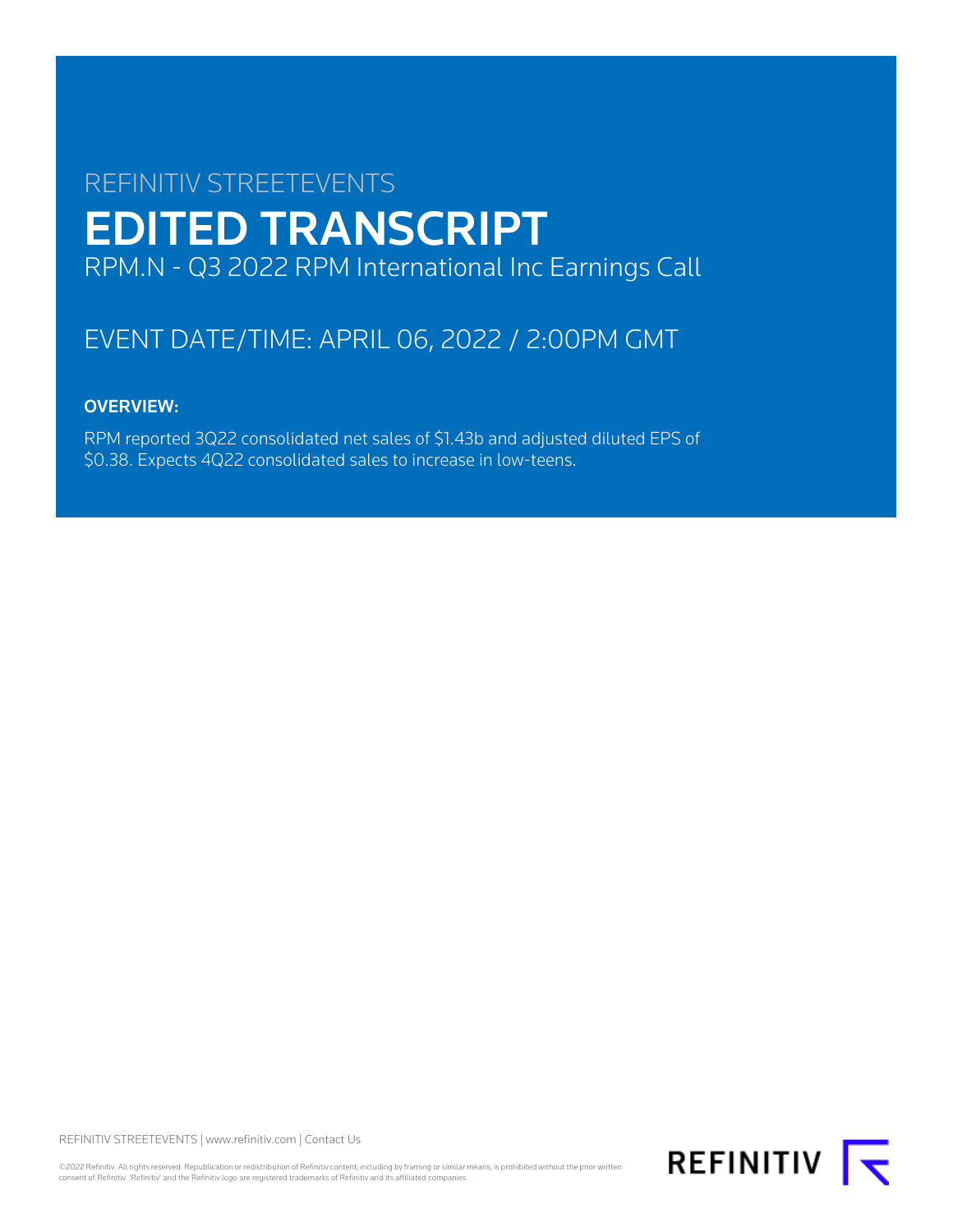REFINITIV STREETEVENTS

# EDITED TRANSCRIPT

RPM.N - Q3 2022 RPM International Inc Earnings Call

EVENT DATE/TIME: APRIL 06, 2022 / 2:00PM GMT

**OVERVIEW:**

RPM reported 3Q22 consolidated net sales of $1.43b and adjusted diluted EPS of $0.38. Expects 4Q22 consolidated sales to increase in low-teens.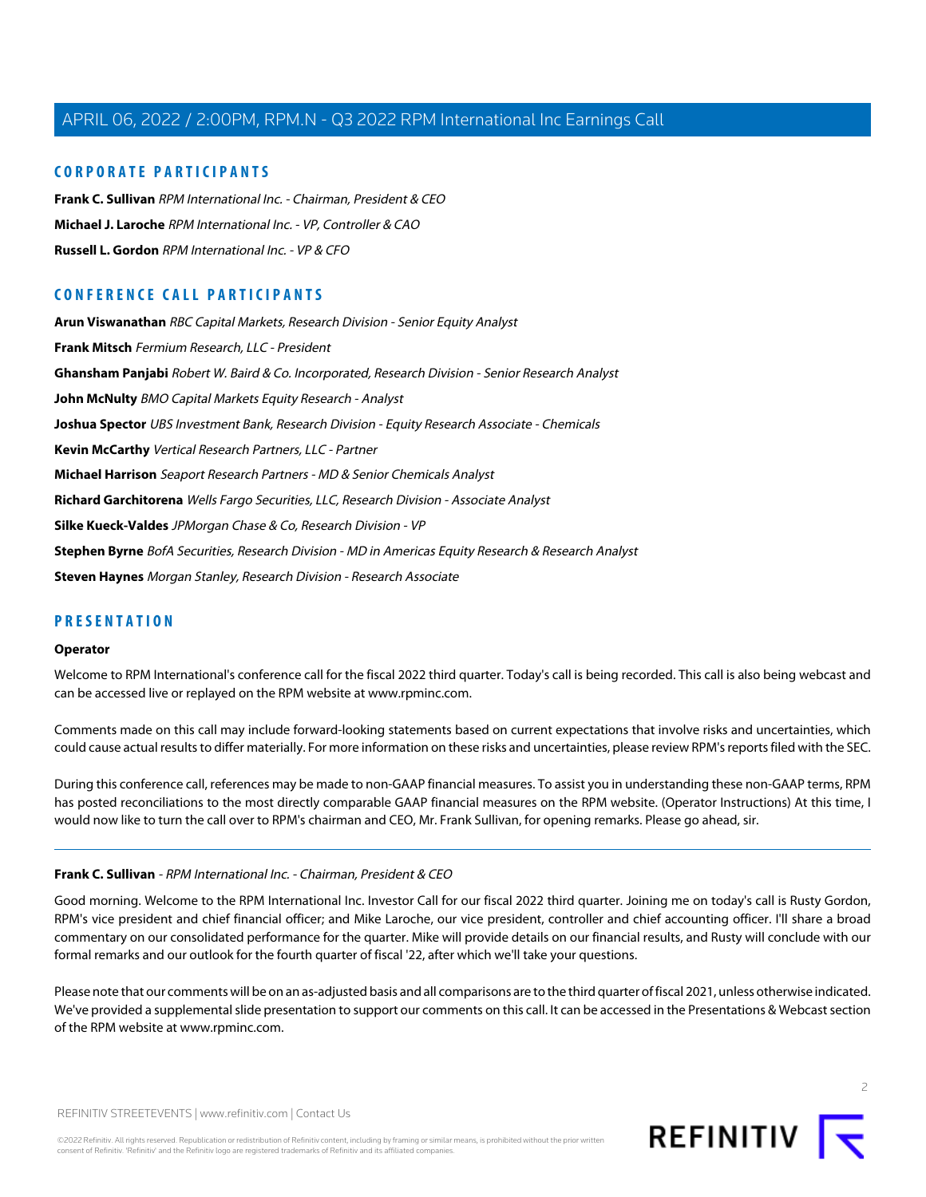## CORPORATE PARTICIPANTS

**Frank C. Sullivan** *RPM International Inc. - Chairman, President & CEO*

**Michael J. Laroche** *RPM International Inc. - VP, Controller & CAO*

**Russell L. Gordon** *RPM International Inc. - VP & CFO*

## CONFERENCE CALL PARTICIPANTS

**Arun Viswanathan** *RBC Capital Markets, Research Division - Senior Equity Analyst*

**Frank Mitsch** *Fermium Research, LLC - President*

**Ghansham Panjabi** *Robert W. Baird & Co. Incorporated, Research Division - Senior Research Analyst*

**John McNulty** *BMO Capital Markets Equity Research - Analyst*

**Joshua Spector** *UBS Investment Bank, Research Division - Equity Research Associate - Chemicals*

**Kevin McCarthy** *Vertical Research Partners, LLC - Partner*

**Michael Harrison** *Seaport Research Partners - MD & Senior Chemicals Analyst*

**Richard Garchitorena** *Wells Fargo Securities, LLC, Research Division - Associate Analyst*

**Silke Kueck-Valdes** *JPMorgan Chase & Co, Research Division - VP*

**Stephen Byrne** *BofA Securities, Research Division - MD in Americas Equity Research & Research Analyst*

**Steven Haynes** *Morgan Stanley, Research Division - Research Associate*

## PRESENTATION

**Operator**

Welcome to RPM International's conference call for the fiscal 2022 third quarter. Today's call is being recorded. This call is also being webcast and can be accessed live or replayed on the RPM website at www.rpminc.com.

Comments made on this call may include forward-looking statements based on current expectations that involve risks and uncertainties, which could cause actual results to differ materially. For more information on these risks and uncertainties, please review RPM's reports filed with the SEC.

During this conference call, references may be made to non-GAAP financial measures. To assist you in understanding these non-GAAP terms, RPM has posted reconciliations to the most directly comparable GAAP financial measures on the RPM website. (Operator Instructions) At this time, I would now like to turn the call over to RPM's chairman and CEO, Mr. Frank Sullivan, for opening remarks. Please go ahead, sir.

---

**Frank C. Sullivan** - *RPM International Inc. - Chairman, President & CEO*

Good morning. Welcome to the RPM International Inc. Investor Call for our fiscal 2022 third quarter. Joining me on today's call is Rusty Gordon, RPM's vice president and chief financial officer; and Mike Laroche, our vice president, controller and chief accounting officer. I'll share a broad commentary on our consolidated performance for the quarter. Mike will provide details on our financial results, and Rusty will conclude with our formal remarks and our outlook for the fourth quarter of fiscal '22, after which we'll take your questions.

Please note that our comments will be on an as-adjusted basis and all comparisons are to the third quarter of fiscal 2021, unless otherwise indicated. We've provided a supplemental slide presentation to support our comments on this call. It can be accessed in the Presentations & Webcast section of the RPM website at www.rpminc.com.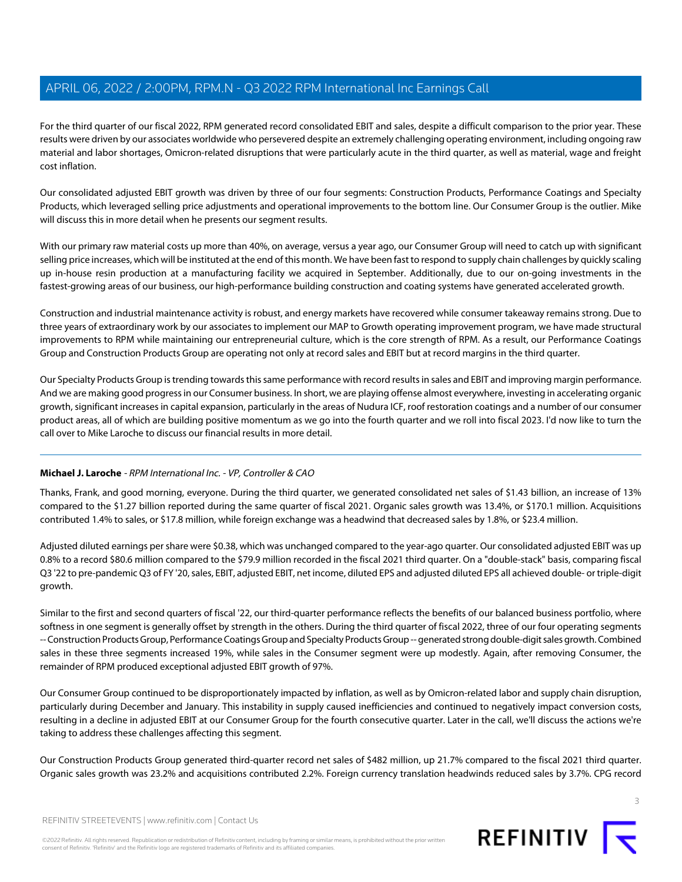For the third quarter of our fiscal 2022, RPM generated record consolidated EBIT and sales, despite a difficult comparison to the prior year. These results were driven by our associates worldwide who persevered despite an extremely challenging operating environment, including ongoing raw material and labor shortages, Omicron-related disruptions that were particularly acute in the third quarter, as well as material, wage and freight cost inflation.

Our consolidated adjusted EBIT growth was driven by three of our four segments: Construction Products, Performance Coatings and Specialty Products, which leveraged selling price adjustments and operational improvements to the bottom line. Our Consumer Group is the outlier. Mike will discuss this in more detail when he presents our segment results.

With our primary raw material costs up more than 40%, on average, versus a year ago, our Consumer Group will need to catch up with significant selling price increases, which will be instituted at the end of this month. We have been fast to respond to supply chain challenges by quickly scaling up in-house resin production at a manufacturing facility we acquired in September. Additionally, due to our on-going investments in the fastest-growing areas of our business, our high-performance building construction and coating systems have generated accelerated growth.

Construction and industrial maintenance activity is robust, and energy markets have recovered while consumer takeaway remains strong. Due to three years of extraordinary work by our associates to implement our MAP to Growth operating improvement program, we have made structural improvements to RPM while maintaining our entrepreneurial culture, which is the core strength of RPM. As a result, our Performance Coatings Group and Construction Products Group are operating not only at record sales and EBIT but at record margins in the third quarter.

Our Specialty Products Group is trending towards this same performance with record results in sales and EBIT and improving margin performance. And we are making good progress in our Consumer business. In short, we are playing offense almost everywhere, investing in accelerating organic growth, significant increases in capital expansion, particularly in the areas of Nudura ICF, roof restoration coatings and a number of our consumer product areas, all of which are building positive momentum as we go into the fourth quarter and we roll into fiscal 2023. I'd now like to turn the call over to Mike Laroche to discuss our financial results in more detail.

---

**Michael J. Laroche** - *RPM International Inc. - VP, Controller & CAO*

Thanks, Frank, and good morning, everyone. During the third quarter, we generated consolidated net sales of $1.43 billion, an increase of 13% compared to the $1.27 billion reported during the same quarter of fiscal 2021. Organic sales growth was 13.4%, or $170.1 million. Acquisitions contributed 1.4% to sales, or $17.8 million, while foreign exchange was a headwind that decreased sales by 1.8%, or $23.4 million.

Adjusted diluted earnings per share were $0.38, which was unchanged compared to the year-ago quarter. Our consolidated adjusted EBIT was up 0.8% to a record $80.6 million compared to the $79.9 million recorded in the fiscal 2021 third quarter. On a "double-stack" basis, comparing fiscal Q3 '22 to pre-pandemic Q3 of FY '20, sales, EBIT, adjusted EBIT, net income, diluted EPS and adjusted diluted EPS all achieved double- or triple-digit growth.

Similar to the first and second quarters of fiscal '22, our third-quarter performance reflects the benefits of our balanced business portfolio, where softness in one segment is generally offset by strength in the others. During the third quarter of fiscal 2022, three of our four operating segments -- Construction Products Group, Performance Coatings Group and Specialty Products Group -- generated strong double-digit sales growth. Combined sales in these three segments increased 19%, while sales in the Consumer segment were up modestly. Again, after removing Consumer, the remainder of RPM produced exceptional adjusted EBIT growth of 97%.

Our Consumer Group continued to be disproportionately impacted by inflation, as well as by Omicron-related labor and supply chain disruption, particularly during December and January. This instability in supply caused inefficiencies and continued to negatively impact conversion costs, resulting in a decline in adjusted EBIT at our Consumer Group for the fourth consecutive quarter. Later in the call, we'll discuss the actions we're taking to address these challenges affecting this segment.

Our Construction Products Group generated third-quarter record net sales of $482 million, up 21.7% compared to the fiscal 2021 third quarter. Organic sales growth was 23.2% and acquisitions contributed 2.2%. Foreign currency translation headwinds reduced sales by 3.7%. CPG record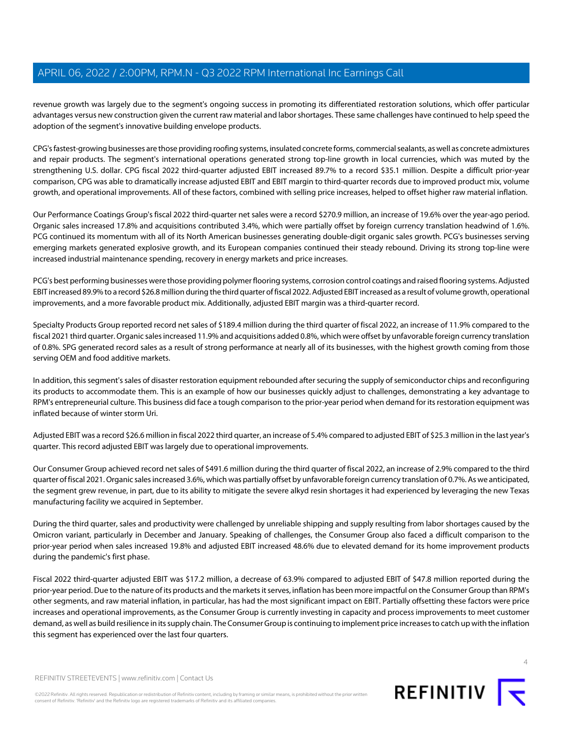revenue growth was largely due to the segment's ongoing success in promoting its differentiated restoration solutions, which offer particular advantages versus new construction given the current raw material and labor shortages. These same challenges have continued to help speed the adoption of the segment's innovative building envelope products.

CPG's fastest-growing businesses are those providing roofing systems, insulated concrete forms, commercial sealants, as well as concrete admixtures and repair products. The segment's international operations generated strong top-line growth in local currencies, which was muted by the strengthening U.S. dollar. CPG fiscal 2022 third-quarter adjusted EBIT increased 89.7% to a record $35.1 million. Despite a difficult prior-year comparison, CPG was able to dramatically increase adjusted EBIT and EBIT margin to third-quarter records due to improved product mix, volume growth, and operational improvements. All of these factors, combined with selling price increases, helped to offset higher raw material inflation.

Our Performance Coatings Group's fiscal 2022 third-quarter net sales were a record $270.9 million, an increase of 19.6% over the year-ago period. Organic sales increased 17.8% and acquisitions contributed 3.4%, which were partially offset by foreign currency translation headwind of 1.6%. PCG continued its momentum with all of its North American businesses generating double-digit organic sales growth. PCG's businesses serving emerging markets generated explosive growth, and its European companies continued their steady rebound. Driving its strong top-line were increased industrial maintenance spending, recovery in energy markets and price increases.

PCG's best performing businesses were those providing polymer flooring systems, corrosion control coatings and raised flooring systems. Adjusted EBIT increased 89.9% to a record $26.8 million during the third quarter of fiscal 2022. Adjusted EBIT increased as a result of volume growth, operational improvements, and a more favorable product mix. Additionally, adjusted EBIT margin was a third-quarter record.

Specialty Products Group reported record net sales of $189.4 million during the third quarter of fiscal 2022, an increase of 11.9% compared to the fiscal 2021 third quarter. Organic sales increased 11.9% and acquisitions added 0.8%, which were offset by unfavorable foreign currency translation of 0.8%. SPG generated record sales as a result of strong performance at nearly all of its businesses, with the highest growth coming from those serving OEM and food additive markets.

In addition, this segment's sales of disaster restoration equipment rebounded after securing the supply of semiconductor chips and reconfiguring its products to accommodate them. This is an example of how our businesses quickly adjust to challenges, demonstrating a key advantage to RPM's entrepreneurial culture. This business did face a tough comparison to the prior-year period when demand for its restoration equipment was inflated because of winter storm Uri.

Adjusted EBIT was a record $26.6 million in fiscal 2022 third quarter, an increase of 5.4% compared to adjusted EBIT of $25.3 million in the last year's quarter. This record adjusted EBIT was largely due to operational improvements.

Our Consumer Group achieved record net sales of $491.6 million during the third quarter of fiscal 2022, an increase of 2.9% compared to the third quarter of fiscal 2021. Organic sales increased 3.6%, which was partially offset by unfavorable foreign currency translation of 0.7%. As we anticipated, the segment grew revenue, in part, due to its ability to mitigate the severe alkyd resin shortages it had experienced by leveraging the new Texas manufacturing facility we acquired in September.

During the third quarter, sales and productivity were challenged by unreliable shipping and supply resulting from labor shortages caused by the Omicron variant, particularly in December and January. Speaking of challenges, the Consumer Group also faced a difficult comparison to the prior-year period when sales increased 19.8% and adjusted EBIT increased 48.6% due to elevated demand for its home improvement products during the pandemic's first phase.

Fiscal 2022 third-quarter adjusted EBIT was $17.2 million, a decrease of 63.9% compared to adjusted EBIT of $47.8 million reported during the prior-year period. Due to the nature of its products and the markets it serves, inflation has been more impactful on the Consumer Group than RPM's other segments, and raw material inflation, in particular, has had the most significant impact on EBIT. Partially offsetting these factors were price increases and operational improvements, as the Consumer Group is currently investing in capacity and process improvements to meet customer demand, as well as build resilience in its supply chain. The Consumer Group is continuing to implement price increases to catch up with the inflation this segment has experienced over the last four quarters.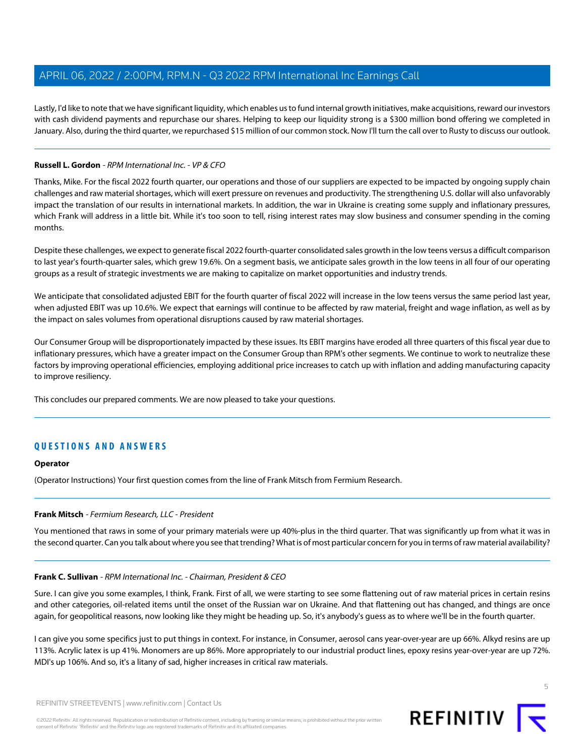Lastly, I'd like to note that we have significant liquidity, which enables us to fund internal growth initiatives, make acquisitions, reward our investors with cash dividend payments and repurchase our shares. Helping to keep our liquidity strong is a $300 million bond offering we completed in January. Also, during the third quarter, we repurchased $15 million of our common stock. Now I'll turn the call over to Rusty to discuss our outlook.

---

**Russell L. Gordon** - *RPM International Inc. - VP & CFO*

Thanks, Mike. For the fiscal 2022 fourth quarter, our operations and those of our suppliers are expected to be impacted by ongoing supply chain challenges and raw material shortages, which will exert pressure on revenues and productivity. The strengthening U.S. dollar will also unfavorably impact the translation of our results in international markets. In addition, the war in Ukraine is creating some supply and inflationary pressures, which Frank will address in a little bit. While it's too soon to tell, rising interest rates may slow business and consumer spending in the coming months.

Despite these challenges, we expect to generate fiscal 2022 fourth-quarter consolidated sales growth in the low teens versus a difficult comparison to last year's fourth-quarter sales, which grew 19.6%. On a segment basis, we anticipate sales growth in the low teens in all four of our operating groups as a result of strategic investments we are making to capitalize on market opportunities and industry trends.

We anticipate that consolidated adjusted EBIT for the fourth quarter of fiscal 2022 will increase in the low teens versus the same period last year, when adjusted EBIT was up 10.6%. We expect that earnings will continue to be affected by raw material, freight and wage inflation, as well as by the impact on sales volumes from operational disruptions caused by raw material shortages.

Our Consumer Group will be disproportionately impacted by these issues. Its EBIT margins have eroded all three quarters of this fiscal year due to inflationary pressures, which have a greater impact on the Consumer Group than RPM's other segments. We continue to work to neutralize these factors by improving operational efficiencies, employing additional price increases to catch up with inflation and adding manufacturing capacity to improve resiliency.

This concludes our prepared comments. We are now pleased to take your questions.

---

## QUESTIONS AND ANSWERS

**Operator**

(Operator Instructions) Your first question comes from the line of Frank Mitsch from Fermium Research.

---

**Frank Mitsch** - *Fermium Research, LLC - President*

You mentioned that raws in some of your primary materials were up 40%-plus in the third quarter. That was significantly up from what it was in the second quarter. Can you talk about where you see that trending? What is of most particular concern for you in terms of raw material availability?

---

**Frank C. Sullivan** - *RPM International Inc. - Chairman, President & CEO*

Sure. I can give you some examples, I think, Frank. First of all, we were starting to see some flattening out of raw material prices in certain resins and other categories, oil-related items until the onset of the Russian war on Ukraine. And that flattening out has changed, and things are once again, for geopolitical reasons, now looking like they might be heading up. So, it's anybody's guess as to where we'll be in the fourth quarter.

I can give you some specifics just to put things in context. For instance, in Consumer, aerosol cans year-over-year are up 66%. Alkyd resins are up 113%. Acrylic latex is up 41%. Monomers are up 86%. More appropriately to our industrial product lines, epoxy resins year-over-year are up 72%. MDI's up 106%. And so, it's a litany of sad, higher increases in critical raw materials.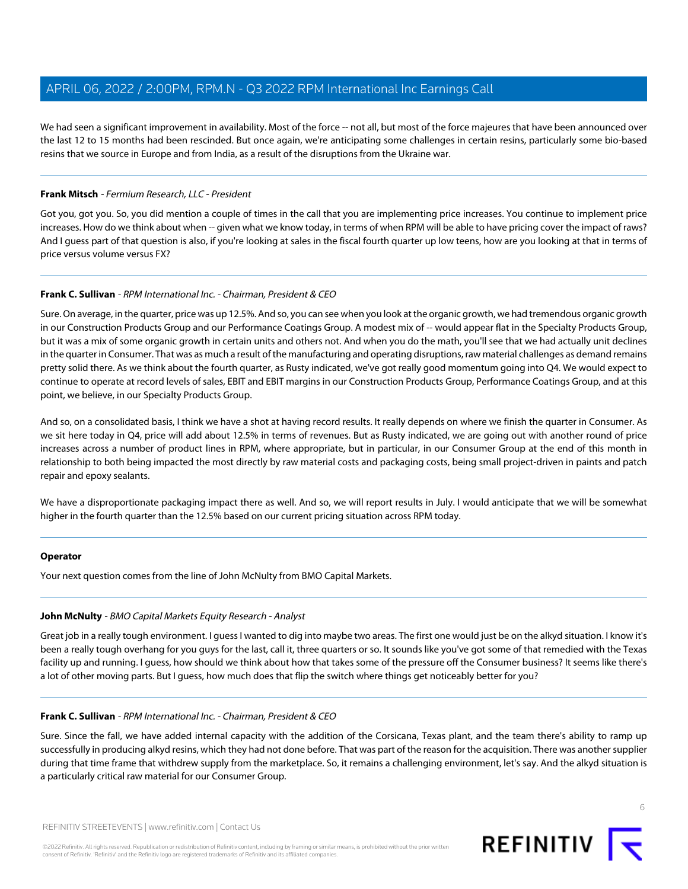We had seen a significant improvement in availability. Most of the force -- not all, but most of the force majeures that have been announced over the last 12 to 15 months had been rescinded. But once again, we're anticipating some challenges in certain resins, particularly some bio-based resins that we source in Europe and from India, as a result of the disruptions from the Ukraine war.

---

**Frank Mitsch** - *Fermium Research, LLC - President*

Got you, got you. So, you did mention a couple of times in the call that you are implementing price increases. You continue to implement price increases. How do we think about when -- given what we know today, in terms of when RPM will be able to have pricing cover the impact of raws? And I guess part of that question is also, if you're looking at sales in the fiscal fourth quarter up low teens, how are you looking at that in terms of price versus volume versus FX?

---

**Frank C. Sullivan** - *RPM International Inc. - Chairman, President & CEO*

Sure. On average, in the quarter, price was up 12.5%. And so, you can see when you look at the organic growth, we had tremendous organic growth in our Construction Products Group and our Performance Coatings Group. A modest mix of -- would appear flat in the Specialty Products Group, but it was a mix of some organic growth in certain units and others not. And when you do the math, you'll see that we had actually unit declines in the quarter in Consumer. That was as much a result of the manufacturing and operating disruptions, raw material challenges as demand remains pretty solid there. As we think about the fourth quarter, as Rusty indicated, we've got really good momentum going into Q4. We would expect to continue to operate at record levels of sales, EBIT and EBIT margins in our Construction Products Group, Performance Coatings Group, and at this point, we believe, in our Specialty Products Group.

And so, on a consolidated basis, I think we have a shot at having record results. It really depends on where we finish the quarter in Consumer. As we sit here today in Q4, price will add about 12.5% in terms of revenues. But as Rusty indicated, we are going out with another round of price increases across a number of product lines in RPM, where appropriate, but in particular, in our Consumer Group at the end of this month in relationship to both being impacted the most directly by raw material costs and packaging costs, being small project-driven in paints and patch repair and epoxy sealants.

We have a disproportionate packaging impact there as well. And so, we will report results in July. I would anticipate that we will be somewhat higher in the fourth quarter than the 12.5% based on our current pricing situation across RPM today.

---

**Operator**

Your next question comes from the line of John McNulty from BMO Capital Markets.

---

**John McNulty** - *BMO Capital Markets Equity Research - Analyst*

Great job in a really tough environment. I guess I wanted to dig into maybe two areas. The first one would just be on the alkyd situation. I know it's been a really tough overhang for you guys for the last, call it, three quarters or so. It sounds like you've got some of that remedied with the Texas facility up and running. I guess, how should we think about how that takes some of the pressure off the Consumer business? It seems like there's a lot of other moving parts. But I guess, how much does that flip the switch where things get noticeably better for you?

---

**Frank C. Sullivan** - *RPM International Inc. - Chairman, President & CEO*

Sure. Since the fall, we have added internal capacity with the addition of the Corsicana, Texas plant, and the team there's ability to ramp up successfully in producing alkyd resins, which they had not done before. That was part of the reason for the acquisition. There was another supplier during that time frame that withdrew supply from the marketplace. So, it remains a challenging environment, let's say. And the alkyd situation is a particularly critical raw material for our Consumer Group.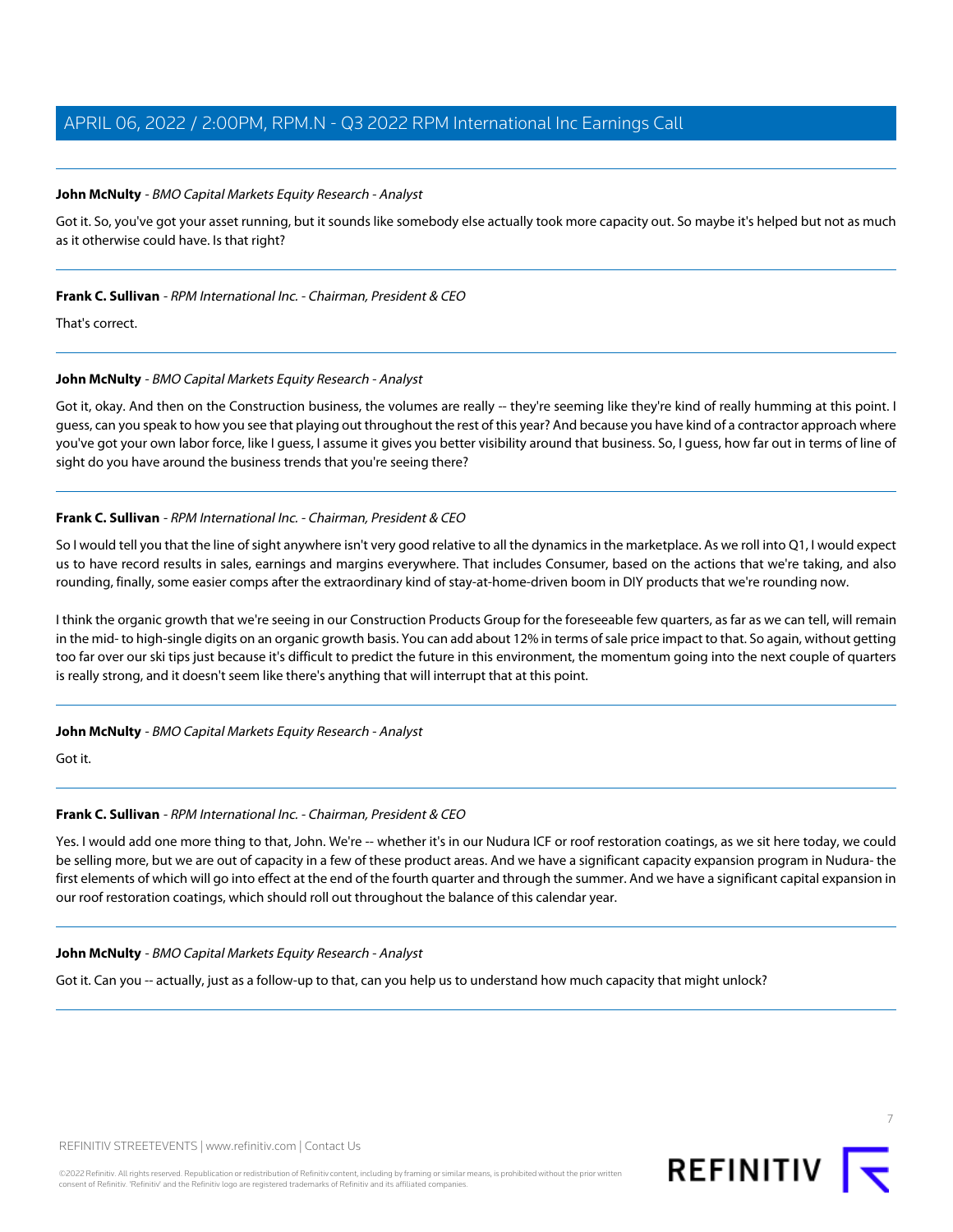**John McNulty** - *BMO Capital Markets Equity Research - Analyst*

Got it. So, you've got your asset running, but it sounds like somebody else actually took more capacity out. So maybe it's helped but not as much as it otherwise could have. Is that right?

**Frank C. Sullivan** - *RPM International Inc. - Chairman, President & CEO*

That's correct.

**John McNulty** - *BMO Capital Markets Equity Research - Analyst*

Got it, okay. And then on the Construction business, the volumes are really -- they're seeming like they're kind of really humming at this point. I guess, can you speak to how you see that playing out throughout the rest of this year? And because you have kind of a contractor approach where you've got your own labor force, like I guess, I assume it gives you better visibility around that business. So, I guess, how far out in terms of line of sight do you have around the business trends that you're seeing there?

**Frank C. Sullivan** - *RPM International Inc. - Chairman, President & CEO*

So I would tell you that the line of sight anywhere isn't very good relative to all the dynamics in the marketplace. As we roll into Q1, I would expect us to have record results in sales, earnings and margins everywhere. That includes Consumer, based on the actions that we're taking, and also rounding, finally, some easier comps after the extraordinary kind of stay-at-home-driven boom in DIY products that we're rounding now.

I think the organic growth that we're seeing in our Construction Products Group for the foreseeable few quarters, as far as we can tell, will remain in the mid- to high-single digits on an organic growth basis. You can add about 12% in terms of sale price impact to that. So again, without getting too far over our ski tips just because it's difficult to predict the future in this environment, the momentum going into the next couple of quarters is really strong, and it doesn't seem like there's anything that will interrupt that at this point.

**John McNulty** - *BMO Capital Markets Equity Research - Analyst*

Got it.

**Frank C. Sullivan** - *RPM International Inc. - Chairman, President & CEO*

Yes. I would add one more thing to that, John. We're -- whether it's in our Nudura ICF or roof restoration coatings, as we sit here today, we could be selling more, but we are out of capacity in a few of these product areas. And we have a significant capacity expansion program in Nudura- the first elements of which will go into effect at the end of the fourth quarter and through the summer. And we have a significant capital expansion in our roof restoration coatings, which should roll out throughout the balance of this calendar year.

**John McNulty** - *BMO Capital Markets Equity Research - Analyst*

Got it. Can you -- actually, just as a follow-up to that, can you help us to understand how much capacity that might unlock?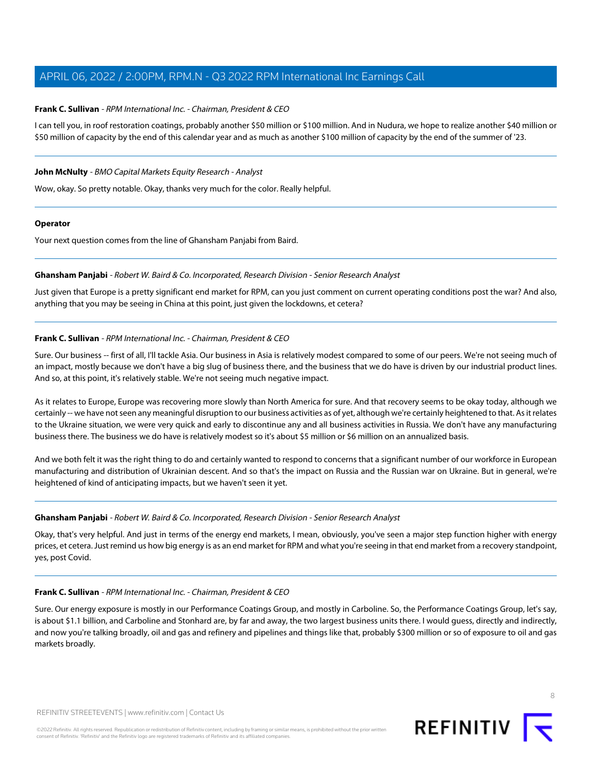**Frank C. Sullivan** - *RPM International Inc. - Chairman, President & CEO*

I can tell you, in roof restoration coatings, probably another $50 million or $100 million. And in Nudura, we hope to realize another $40 million or $50 million of capacity by the end of this calendar year and as much as another $100 million of capacity by the end of the summer of '23.

---

**John McNulty** - *BMO Capital Markets Equity Research - Analyst*

Wow, okay. So pretty notable. Okay, thanks very much for the color. Really helpful.

---

**Operator**

Your next question comes from the line of Ghansham Panjabi from Baird.

---

**Ghansham Panjabi** - *Robert W. Baird & Co. Incorporated, Research Division - Senior Research Analyst*

Just given that Europe is a pretty significant end market for RPM, can you just comment on current operating conditions post the war? And also, anything that you may be seeing in China at this point, just given the lockdowns, et cetera?

---

**Frank C. Sullivan** - *RPM International Inc. - Chairman, President & CEO*

Sure. Our business -- first of all, I'll tackle Asia. Our business in Asia is relatively modest compared to some of our peers. We're not seeing much of an impact, mostly because we don't have a big slug of business there, and the business that we do have is driven by our industrial product lines. And so, at this point, it's relatively stable. We're not seeing much negative impact.

As it relates to Europe, Europe was recovering more slowly than North America for sure. And that recovery seems to be okay today, although we certainly -- we have not seen any meaningful disruption to our business activities as of yet, although we're certainly heightened to that. As it relates to the Ukraine situation, we were very quick and early to discontinue any and all business activities in Russia. We don't have any manufacturing business there. The business we do have is relatively modest so it's about $5 million or $6 million on an annualized basis.

And we both felt it was the right thing to do and certainly wanted to respond to concerns that a significant number of our workforce in European manufacturing and distribution of Ukrainian descent. And so that's the impact on Russia and the Russian war on Ukraine. But in general, we're heightened of kind of anticipating impacts, but we haven't seen it yet.

---

**Ghansham Panjabi** - *Robert W. Baird & Co. Incorporated, Research Division - Senior Research Analyst*

Okay, that's very helpful. And just in terms of the energy end markets, I mean, obviously, you've seen a major step function higher with energy prices, et cetera. Just remind us how big energy is as an end market for RPM and what you're seeing in that end market from a recovery standpoint, yes, post Covid.

---

**Frank C. Sullivan** - *RPM International Inc. - Chairman, President & CEO*

Sure. Our energy exposure is mostly in our Performance Coatings Group, and mostly in Carboline. So, the Performance Coatings Group, let's say, is about $1.1 billion, and Carboline and Stonhard are, by far and away, the two largest business units there. I would guess, directly and indirectly, and now you're talking broadly, oil and gas and refinery and pipelines and things like that, probably $300 million or so of exposure to oil and gas markets broadly.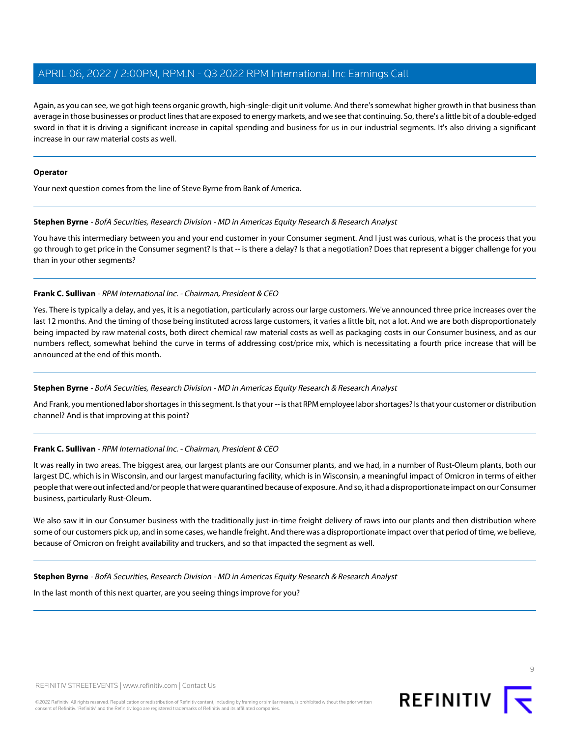Again, as you can see, we got high teens organic growth, high-single-digit unit volume. And there's somewhat higher growth in that business than average in those businesses or product lines that are exposed to energy markets, and we see that continuing. So, there's a little bit of a double-edged sword in that it is driving a significant increase in capital spending and business for us in our industrial segments. It's also driving a significant increase in our raw material costs as well.

---

**Operator**

Your next question comes from the line of Steve Byrne from Bank of America.

---

**Stephen Byrne** - *BofA Securities, Research Division - MD in Americas Equity Research & Research Analyst*

You have this intermediary between you and your end customer in your Consumer segment. And I just was curious, what is the process that you go through to get price in the Consumer segment? Is that -- is there a delay? Is that a negotiation? Does that represent a bigger challenge for you than in your other segments?

---

**Frank C. Sullivan** - *RPM International Inc. - Chairman, President & CEO*

Yes. There is typically a delay, and yes, it is a negotiation, particularly across our large customers. We've announced three price increases over the last 12 months. And the timing of those being instituted across large customers, it varies a little bit, not a lot. And we are both disproportionately being impacted by raw material costs, both direct chemical raw material costs as well as packaging costs in our Consumer business, and as our numbers reflect, somewhat behind the curve in terms of addressing cost/price mix, which is necessitating a fourth price increase that will be announced at the end of this month.

---

**Stephen Byrne** - *BofA Securities, Research Division - MD in Americas Equity Research & Research Analyst*

And Frank, you mentioned labor shortages in this segment. Is that your -- is that RPM employee labor shortages? Is that your customer or distribution channel? And is that improving at this point?

---

**Frank C. Sullivan** - *RPM International Inc. - Chairman, President & CEO*

It was really in two areas. The biggest area, our largest plants are our Consumer plants, and we had, in a number of Rust-Oleum plants, both our largest DC, which is in Wisconsin, and our largest manufacturing facility, which is in Wisconsin, a meaningful impact of Omicron in terms of either people that were out infected and/or people that were quarantined because of exposure. And so, it had a disproportionate impact on our Consumer business, particularly Rust-Oleum.

We also saw it in our Consumer business with the traditionally just-in-time freight delivery of raws into our plants and then distribution where some of our customers pick up, and in some cases, we handle freight. And there was a disproportionate impact over that period of time, we believe, because of Omicron on freight availability and truckers, and so that impacted the segment as well.

---

**Stephen Byrne** - *BofA Securities, Research Division - MD in Americas Equity Research & Research Analyst*

In the last month of this next quarter, are you seeing things improve for you?

---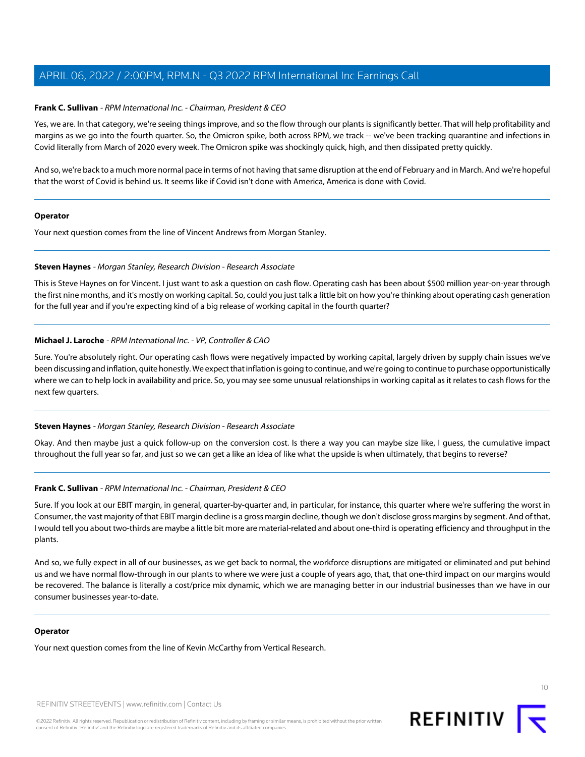**Frank C. Sullivan** - *RPM International Inc. - Chairman, President & CEO*

Yes, we are. In that category, we're seeing things improve, and so the flow through our plants is significantly better. That will help profitability and margins as we go into the fourth quarter. So, the Omicron spike, both across RPM, we track -- we've been tracking quarantine and infections in Covid literally from March of 2020 every week. The Omicron spike was shockingly quick, high, and then dissipated pretty quickly.

And so, we're back to a much more normal pace in terms of not having that same disruption at the end of February and in March. And we're hopeful that the worst of Covid is behind us. It seems like if Covid isn't done with America, America is done with Covid.

---

**Operator**

Your next question comes from the line of Vincent Andrews from Morgan Stanley.

---

**Steven Haynes** - *Morgan Stanley, Research Division - Research Associate*

This is Steve Haynes on for Vincent. I just want to ask a question on cash flow. Operating cash has been about $500 million year-on-year through the first nine months, and it's mostly on working capital. So, could you just talk a little bit on how you're thinking about operating cash generation for the full year and if you're expecting kind of a big release of working capital in the fourth quarter?

---

**Michael J. Laroche** - *RPM International Inc. - VP, Controller & CAO*

Sure. You're absolutely right. Our operating cash flows were negatively impacted by working capital, largely driven by supply chain issues we've been discussing and inflation, quite honestly. We expect that inflation is going to continue, and we're going to continue to purchase opportunistically where we can to help lock in availability and price. So, you may see some unusual relationships in working capital as it relates to cash flows for the next few quarters.

---

**Steven Haynes** - *Morgan Stanley, Research Division - Research Associate*

Okay. And then maybe just a quick follow-up on the conversion cost. Is there a way you can maybe size like, I guess, the cumulative impact throughout the full year so far, and just so we can get a like an idea of like what the upside is when ultimately, that begins to reverse?

---

**Frank C. Sullivan** - *RPM International Inc. - Chairman, President & CEO*

Sure. If you look at our EBIT margin, in general, quarter-by-quarter and, in particular, for instance, this quarter where we're suffering the worst in Consumer, the vast majority of that EBIT margin decline is a gross margin decline, though we don't disclose gross margins by segment. And of that, I would tell you about two-thirds are maybe a little bit more are material-related and about one-third is operating efficiency and throughput in the plants.

And so, we fully expect in all of our businesses, as we get back to normal, the workforce disruptions are mitigated or eliminated and put behind us and we have normal flow-through in our plants to where we were just a couple of years ago, that, that one-third impact on our margins would be recovered. The balance is literally a cost/price mix dynamic, which we are managing better in our industrial businesses than we have in our consumer businesses year-to-date.

---

**Operator**

Your next question comes from the line of Kevin McCarthy from Vertical Research.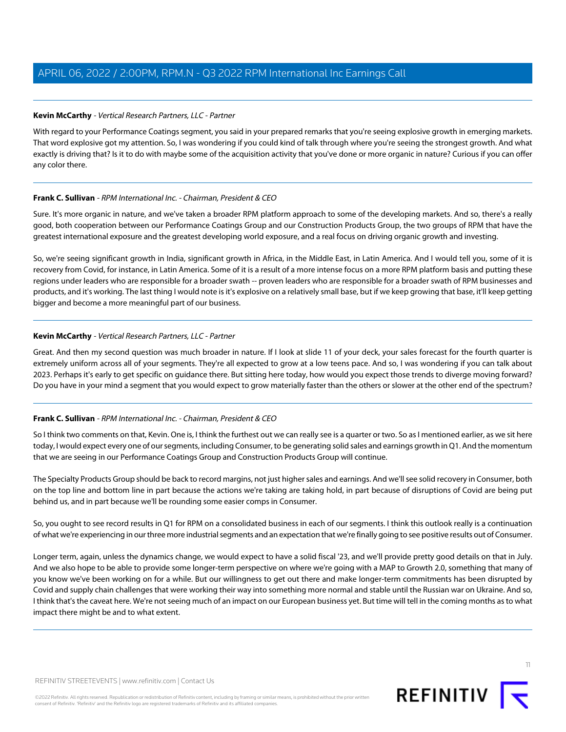**Kevin McCarthy** - *Vertical Research Partners, LLC - Partner*

With regard to your Performance Coatings segment, you said in your prepared remarks that you're seeing explosive growth in emerging markets. That word explosive got my attention. So, I was wondering if you could kind of talk through where you're seeing the strongest growth. And what exactly is driving that? Is it to do with maybe some of the acquisition activity that you've done or more organic in nature? Curious if you can offer any color there.

---

**Frank C. Sullivan** - *RPM International Inc. - Chairman, President & CEO*

Sure. It's more organic in nature, and we've taken a broader RPM platform approach to some of the developing markets. And so, there's a really good, both cooperation between our Performance Coatings Group and our Construction Products Group, the two groups of RPM that have the greatest international exposure and the greatest developing world exposure, and a real focus on driving organic growth and investing.

So, we're seeing significant growth in India, significant growth in Africa, in the Middle East, in Latin America. And I would tell you, some of it is recovery from Covid, for instance, in Latin America. Some of it is a result of a more intense focus on a more RPM platform basis and putting these regions under leaders who are responsible for a broader swath -- proven leaders who are responsible for a broader swath of RPM businesses and products, and it's working. The last thing I would note is it's explosive on a relatively small base, but if we keep growing that base, it'll keep getting bigger and become a more meaningful part of our business.

---

**Kevin McCarthy** - *Vertical Research Partners, LLC - Partner*

Great. And then my second question was much broader in nature. If I look at slide 11 of your deck, your sales forecast for the fourth quarter is extremely uniform across all of your segments. They're all expected to grow at a low teens pace. And so, I was wondering if you can talk about 2023. Perhaps it's early to get specific on guidance there. But sitting here today, how would you expect those trends to diverge moving forward? Do you have in your mind a segment that you would expect to grow materially faster than the others or slower at the other end of the spectrum?

---

**Frank C. Sullivan** - *RPM International Inc. - Chairman, President & CEO*

So I think two comments on that, Kevin. One is, I think the furthest out we can really see is a quarter or two. So as I mentioned earlier, as we sit here today, I would expect every one of our segments, including Consumer, to be generating solid sales and earnings growth in Q1. And the momentum that we are seeing in our Performance Coatings Group and Construction Products Group will continue.

The Specialty Products Group should be back to record margins, not just higher sales and earnings. And we'll see solid recovery in Consumer, both on the top line and bottom line in part because the actions we're taking are taking hold, in part because of disruptions of Covid are being put behind us, and in part because we'll be rounding some easier comps in Consumer.

So, you ought to see record results in Q1 for RPM on a consolidated business in each of our segments. I think this outlook really is a continuation of what we're experiencing in our three more industrial segments and an expectation that we're finally going to see positive results out of Consumer.

Longer term, again, unless the dynamics change, we would expect to have a solid fiscal '23, and we'll provide pretty good details on that in July. And we also hope to be able to provide some longer-term perspective on where we're going with a MAP to Growth 2.0, something that many of you know we've been working on for a while. But our willingness to get out there and make longer-term commitments has been disrupted by Covid and supply chain challenges that were working their way into something more normal and stable until the Russian war on Ukraine. And so, I think that's the caveat here. We're not seeing much of an impact on our European business yet. But time will tell in the coming months as to what impact there might be and to what extent.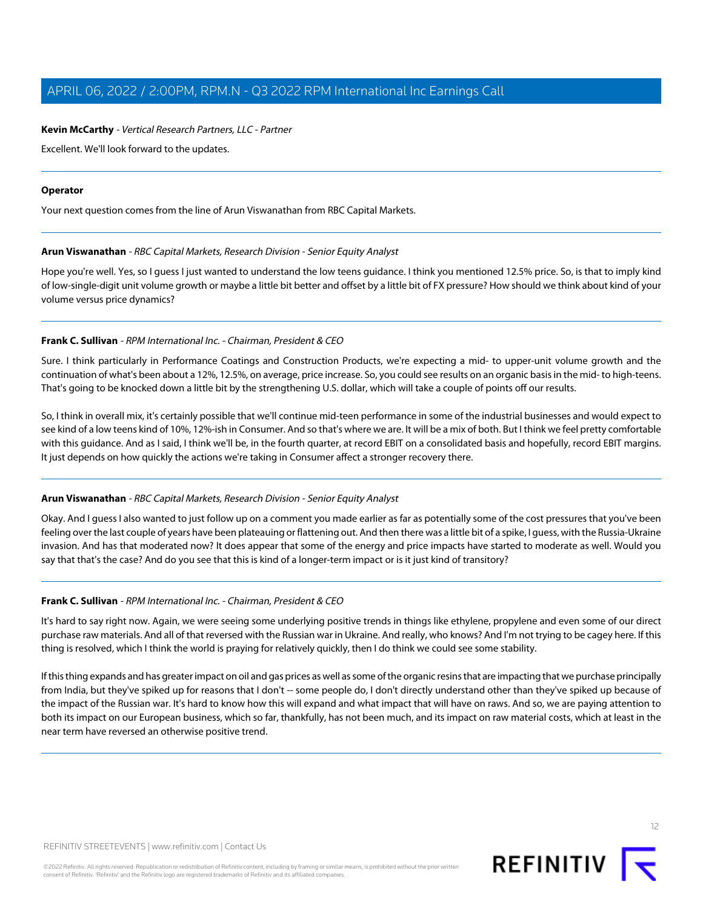**Kevin McCarthy** - *Vertical Research Partners, LLC - Partner*

Excellent. We'll look forward to the updates.

---

**Operator**

Your next question comes from the line of Arun Viswanathan from RBC Capital Markets.

---

**Arun Viswanathan** - *RBC Capital Markets, Research Division - Senior Equity Analyst*

Hope you're well. Yes, so I guess I just wanted to understand the low teens guidance. I think you mentioned 12.5% price. So, is that to imply kind of low-single-digit unit volume growth or maybe a little bit better and offset by a little bit of FX pressure? How should we think about kind of your volume versus price dynamics?

---

**Frank C. Sullivan** - *RPM International Inc. - Chairman, President & CEO*

Sure. I think particularly in Performance Coatings and Construction Products, we're expecting a mid- to upper-unit volume growth and the continuation of what's been about a 12%, 12.5%, on average, price increase. So, you could see results on an organic basis in the mid- to high-teens. That's going to be knocked down a little bit by the strengthening U.S. dollar, which will take a couple of points off our results.

So, I think in overall mix, it's certainly possible that we'll continue mid-teen performance in some of the industrial businesses and would expect to see kind of a low teens kind of 10%, 12%-ish in Consumer. And so that's where we are. It will be a mix of both. But I think we feel pretty comfortable with this guidance. And as I said, I think we'll be, in the fourth quarter, at record EBIT on a consolidated basis and hopefully, record EBIT margins. It just depends on how quickly the actions we're taking in Consumer affect a stronger recovery there.

---

**Arun Viswanathan** - *RBC Capital Markets, Research Division - Senior Equity Analyst*

Okay. And I guess I also wanted to just follow up on a comment you made earlier as far as potentially some of the cost pressures that you've been feeling over the last couple of years have been plateauing or flattening out. And then there was a little bit of a spike, I guess, with the Russia-Ukraine invasion. And has that moderated now? It does appear that some of the energy and price impacts have started to moderate as well. Would you say that that's the case? And do you see that this is kind of a longer-term impact or is it just kind of transitory?

---

**Frank C. Sullivan** - *RPM International Inc. - Chairman, President & CEO*

It's hard to say right now. Again, we were seeing some underlying positive trends in things like ethylene, propylene and even some of our direct purchase raw materials. And all of that reversed with the Russian war in Ukraine. And really, who knows? And I'm not trying to be cagey here. If this thing is resolved, which I think the world is praying for relatively quickly, then I do think we could see some stability.

If this thing expands and has greater impact on oil and gas prices as well as some of the organic resins that are impacting that we purchase principally from India, but they've spiked up for reasons that I don't -- some people do, I don't directly understand other than they've spiked up because of the impact of the Russian war. It's hard to know how this will expand and what impact that will have on raws. And so, we are paying attention to both its impact on our European business, which so far, thankfully, has not been much, and its impact on raw material costs, which at least in the near term have reversed an otherwise positive trend.

---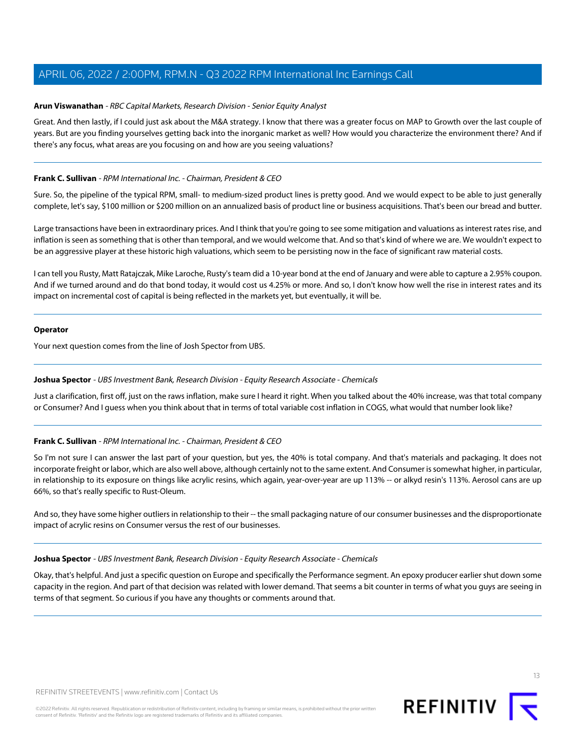**Arun Viswanathan** - *RBC Capital Markets, Research Division - Senior Equity Analyst*

Great. And then lastly, if I could just ask about the M&A strategy. I know that there was a greater focus on MAP to Growth over the last couple of years. But are you finding yourselves getting back into the inorganic market as well? How would you characterize the environment there? And if there's any focus, what areas are you focusing on and how are you seeing valuations?

---

**Frank C. Sullivan** - *RPM International Inc. - Chairman, President & CEO*

Sure. So, the pipeline of the typical RPM, small- to medium-sized product lines is pretty good. And we would expect to be able to just generally complete, let's say, $100 million or $200 million on an annualized basis of product line or business acquisitions. That's been our bread and butter.

Large transactions have been in extraordinary prices. And I think that you're going to see some mitigation and valuations as interest rates rise, and inflation is seen as something that is other than temporal, and we would welcome that. And so that's kind of where we are. We wouldn't expect to be an aggressive player at these historic high valuations, which seem to be persisting now in the face of significant raw material costs.

I can tell you Rusty, Matt Ratajczak, Mike Laroche, Rusty's team did a 10-year bond at the end of January and were able to capture a 2.95% coupon. And if we turned around and do that bond today, it would cost us 4.25% or more. And so, I don't know how well the rise in interest rates and its impact on incremental cost of capital is being reflected in the markets yet, but eventually, it will be.

---

**Operator**

Your next question comes from the line of Josh Spector from UBS.

---

**Joshua Spector** - *UBS Investment Bank, Research Division - Equity Research Associate - Chemicals*

Just a clarification, first off, just on the raws inflation, make sure I heard it right. When you talked about the 40% increase, was that total company or Consumer? And I guess when you think about that in terms of total variable cost inflation in COGS, what would that number look like?

---

**Frank C. Sullivan** - *RPM International Inc. - Chairman, President & CEO*

So I'm not sure I can answer the last part of your question, but yes, the 40% is total company. And that's materials and packaging. It does not incorporate freight or labor, which are also well above, although certainly not to the same extent. And Consumer is somewhat higher, in particular, in relationship to its exposure on things like acrylic resins, which again, year-over-year are up 113% -- or alkyd resin's 113%. Aerosol cans are up 66%, so that's really specific to Rust-Oleum.

And so, they have some higher outliers in relationship to their -- the small packaging nature of our consumer businesses and the disproportionate impact of acrylic resins on Consumer versus the rest of our businesses.

---

**Joshua Spector** - *UBS Investment Bank, Research Division - Equity Research Associate - Chemicals*

Okay, that's helpful. And just a specific question on Europe and specifically the Performance segment. An epoxy producer earlier shut down some capacity in the region. And part of that decision was related with lower demand. That seems a bit counter in terms of what you guys are seeing in terms of that segment. So curious if you have any thoughts or comments around that.

---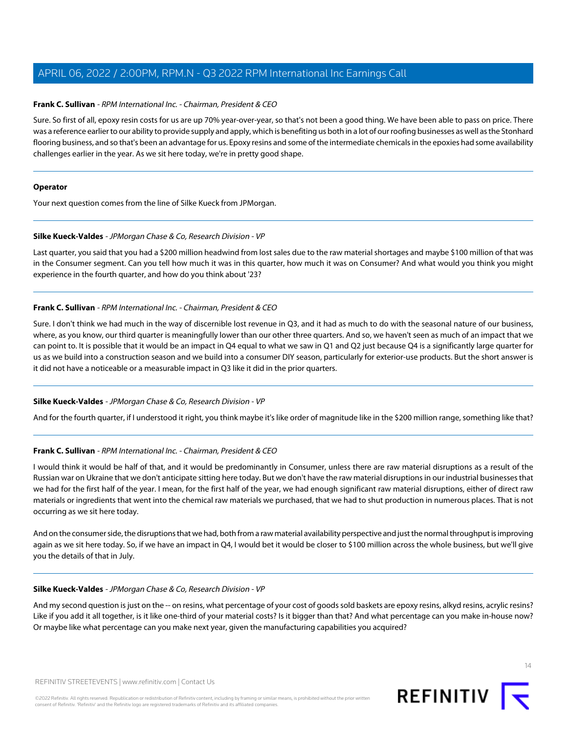**Frank C. Sullivan** - *RPM International Inc. - Chairman, President & CEO*

Sure. So first of all, epoxy resin costs for us are up 70% year-over-year, so that's not been a good thing. We have been able to pass on price. There was a reference earlier to our ability to provide supply and apply, which is benefiting us both in a lot of our roofing businesses as well as the Stonhard flooring business, and so that's been an advantage for us. Epoxy resins and some of the intermediate chemicals in the epoxies had some availability challenges earlier in the year. As we sit here today, we're in pretty good shape.

---

**Operator**

Your next question comes from the line of Silke Kueck from JPMorgan.

---

**Silke Kueck-Valdes** - *JPMorgan Chase & Co, Research Division - VP*

Last quarter, you said that you had a $200 million headwind from lost sales due to the raw material shortages and maybe $100 million of that was in the Consumer segment. Can you tell how much it was in this quarter, how much it was on Consumer? And what would you think you might experience in the fourth quarter, and how do you think about '23?

---

**Frank C. Sullivan** - *RPM International Inc. - Chairman, President & CEO*

Sure. I don't think we had much in the way of discernible lost revenue in Q3, and it had as much to do with the seasonal nature of our business, where, as you know, our third quarter is meaningfully lower than our other three quarters. And so, we haven't seen as much of an impact that we can point to. It is possible that it would be an impact in Q4 equal to what we saw in Q1 and Q2 just because Q4 is a significantly large quarter for us as we build into a construction season and we build into a consumer DIY season, particularly for exterior-use products. But the short answer is it did not have a noticeable or a measurable impact in Q3 like it did in the prior quarters.

---

**Silke Kueck-Valdes** - *JPMorgan Chase & Co, Research Division - VP*

And for the fourth quarter, if I understood it right, you think maybe it's like order of magnitude like in the $200 million range, something like that?

---

**Frank C. Sullivan** - *RPM International Inc. - Chairman, President & CEO*

I would think it would be half of that, and it would be predominantly in Consumer, unless there are raw material disruptions as a result of the Russian war on Ukraine that we don't anticipate sitting here today. But we don't have the raw material disruptions in our industrial businesses that we had for the first half of the year. I mean, for the first half of the year, we had enough significant raw material disruptions, either of direct raw materials or ingredients that went into the chemical raw materials we purchased, that we had to shut production in numerous places. That is not occurring as we sit here today.

And on the consumer side, the disruptions that we had, both from a raw material availability perspective and just the normal throughput is improving again as we sit here today. So, if we have an impact in Q4, I would bet it would be closer to $100 million across the whole business, but we'll give you the details of that in July.

---

**Silke Kueck-Valdes** - *JPMorgan Chase & Co, Research Division - VP*

And my second question is just on the -- on resins, what percentage of your cost of goods sold baskets are epoxy resins, alkyd resins, acrylic resins? Like if you add it all together, is it like one-third of your material costs? Is it bigger than that? And what percentage can you make in-house now? Or maybe like what percentage can you make next year, given the manufacturing capabilities you acquired?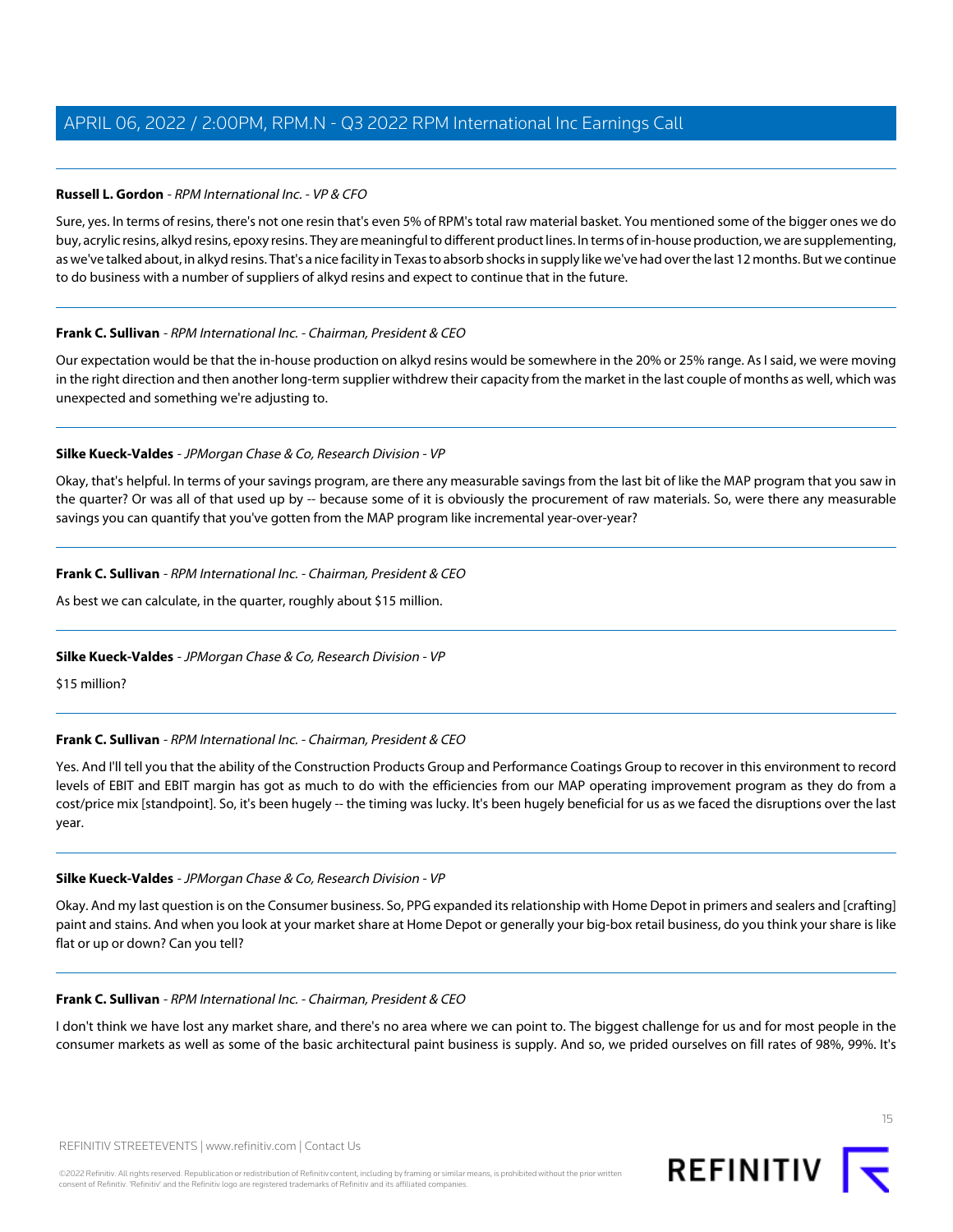**Russell L. Gordon** - *RPM International Inc. - VP & CFO*

Sure, yes. In terms of resins, there's not one resin that's even 5% of RPM's total raw material basket. You mentioned some of the bigger ones we do buy, acrylic resins, alkyd resins, epoxy resins. They are meaningful to different product lines. In terms of in-house production, we are supplementing, as we've talked about, in alkyd resins. That's a nice facility in Texas to absorb shocks in supply like we've had over the last 12 months. But we continue to do business with a number of suppliers of alkyd resins and expect to continue that in the future.

---

**Frank C. Sullivan** - *RPM International Inc. - Chairman, President & CEO*

Our expectation would be that the in-house production on alkyd resins would be somewhere in the 20% or 25% range. As I said, we were moving in the right direction and then another long-term supplier withdrew their capacity from the market in the last couple of months as well, which was unexpected and something we're adjusting to.

---

**Silke Kueck-Valdes** - *JPMorgan Chase & Co, Research Division - VP*

Okay, that's helpful. In terms of your savings program, are there any measurable savings from the last bit of like the MAP program that you saw in the quarter? Or was all of that used up by -- because some of it is obviously the procurement of raw materials. So, were there any measurable savings you can quantify that you've gotten from the MAP program like incremental year-over-year?

---

**Frank C. Sullivan** - *RPM International Inc. - Chairman, President & CEO*

As best we can calculate, in the quarter, roughly about $15 million.

---

**Silke Kueck-Valdes** - *JPMorgan Chase & Co, Research Division - VP*

$15 million?

---

**Frank C. Sullivan** - *RPM International Inc. - Chairman, President & CEO*

Yes. And I'll tell you that the ability of the Construction Products Group and Performance Coatings Group to recover in this environment to record levels of EBIT and EBIT margin has got as much to do with the efficiencies from our MAP operating improvement program as they do from a cost/price mix [standpoint]. So, it's been hugely -- the timing was lucky. It's been hugely beneficial for us as we faced the disruptions over the last year.

---

**Silke Kueck-Valdes** - *JPMorgan Chase & Co, Research Division - VP*

Okay. And my last question is on the Consumer business. So, PPG expanded its relationship with Home Depot in primers and sealers and [crafting] paint and stains. And when you look at your market share at Home Depot or generally your big-box retail business, do you think your share is like flat or up or down? Can you tell?

---

**Frank C. Sullivan** - *RPM International Inc. - Chairman, President & CEO*

I don't think we have lost any market share, and there's no area where we can point to. The biggest challenge for us and for most people in the consumer markets as well as some of the basic architectural paint business is supply. And so, we prided ourselves on fill rates of 98%, 99%. It's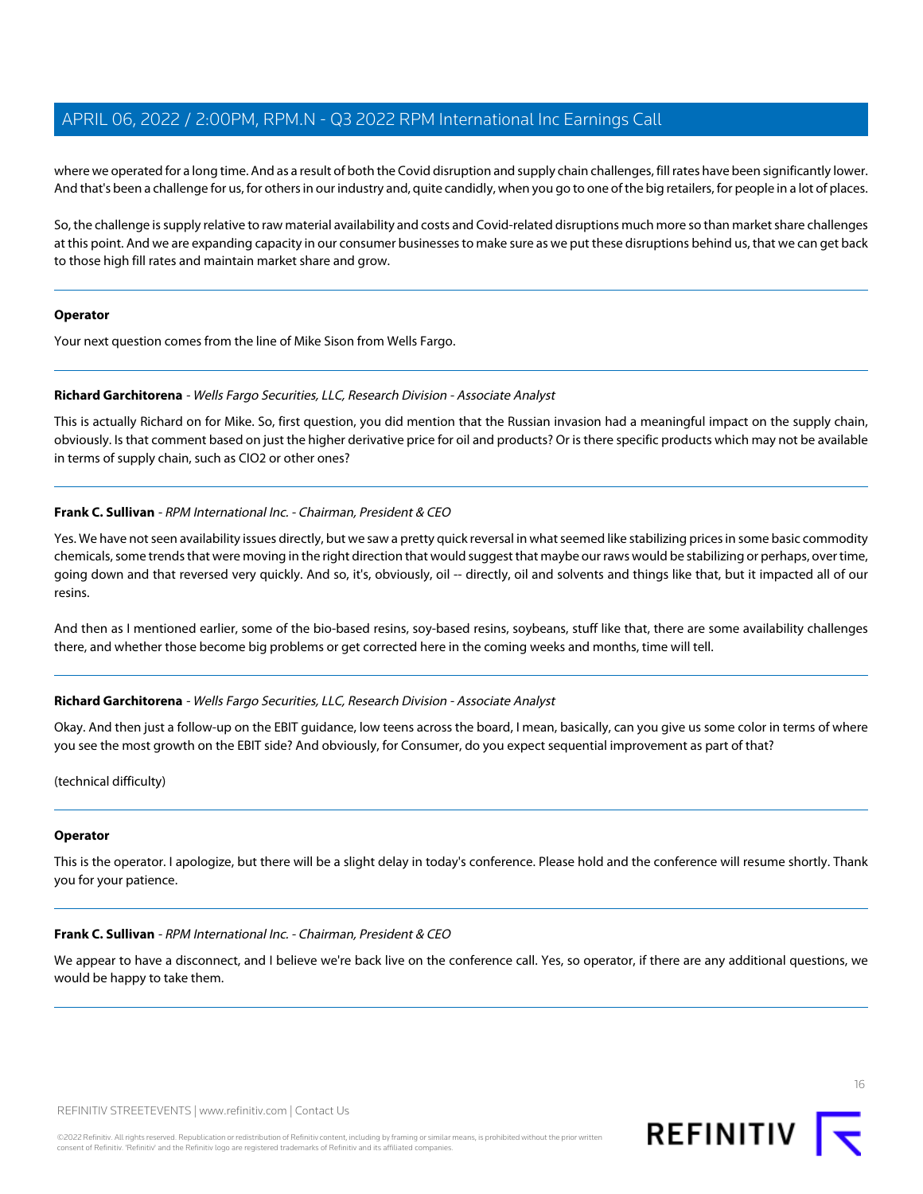where we operated for a long time. And as a result of both the Covid disruption and supply chain challenges, fill rates have been significantly lower. And that's been a challenge for us, for others in our industry and, quite candidly, when you go to one of the big retailers, for people in a lot of places.

So, the challenge is supply relative to raw material availability and costs and Covid-related disruptions much more so than market share challenges at this point. And we are expanding capacity in our consumer businesses to make sure as we put these disruptions behind us, that we can get back to those high fill rates and maintain market share and grow.

---

**Operator**

Your next question comes from the line of Mike Sison from Wells Fargo.

---

**Richard Garchitorena** - *Wells Fargo Securities, LLC, Research Division - Associate Analyst*

This is actually Richard on for Mike. So, first question, you did mention that the Russian invasion had a meaningful impact on the supply chain, obviously. Is that comment based on just the higher derivative price for oil and products? Or is there specific products which may not be available in terms of supply chain, such as ClO2 or other ones?

---

**Frank C. Sullivan** - *RPM International Inc. - Chairman, President & CEO*

Yes. We have not seen availability issues directly, but we saw a pretty quick reversal in what seemed like stabilizing prices in some basic commodity chemicals, some trends that were moving in the right direction that would suggest that maybe our raws would be stabilizing or perhaps, over time, going down and that reversed very quickly. And so, it's, obviously, oil -- directly, oil and solvents and things like that, but it impacted all of our resins.

And then as I mentioned earlier, some of the bio-based resins, soy-based resins, soybeans, stuff like that, there are some availability challenges there, and whether those become big problems or get corrected here in the coming weeks and months, time will tell.

---

**Richard Garchitorena** - *Wells Fargo Securities, LLC, Research Division - Associate Analyst*

Okay. And then just a follow-up on the EBIT guidance, low teens across the board, I mean, basically, can you give us some color in terms of where you see the most growth on the EBIT side? And obviously, for Consumer, do you expect sequential improvement as part of that?

(technical difficulty)

---

**Operator**

This is the operator. I apologize, but there will be a slight delay in today's conference. Please hold and the conference will resume shortly. Thank you for your patience.

---

**Frank C. Sullivan** - *RPM International Inc. - Chairman, President & CEO*

We appear to have a disconnect, and I believe we're back live on the conference call. Yes, so operator, if there are any additional questions, we would be happy to take them.

---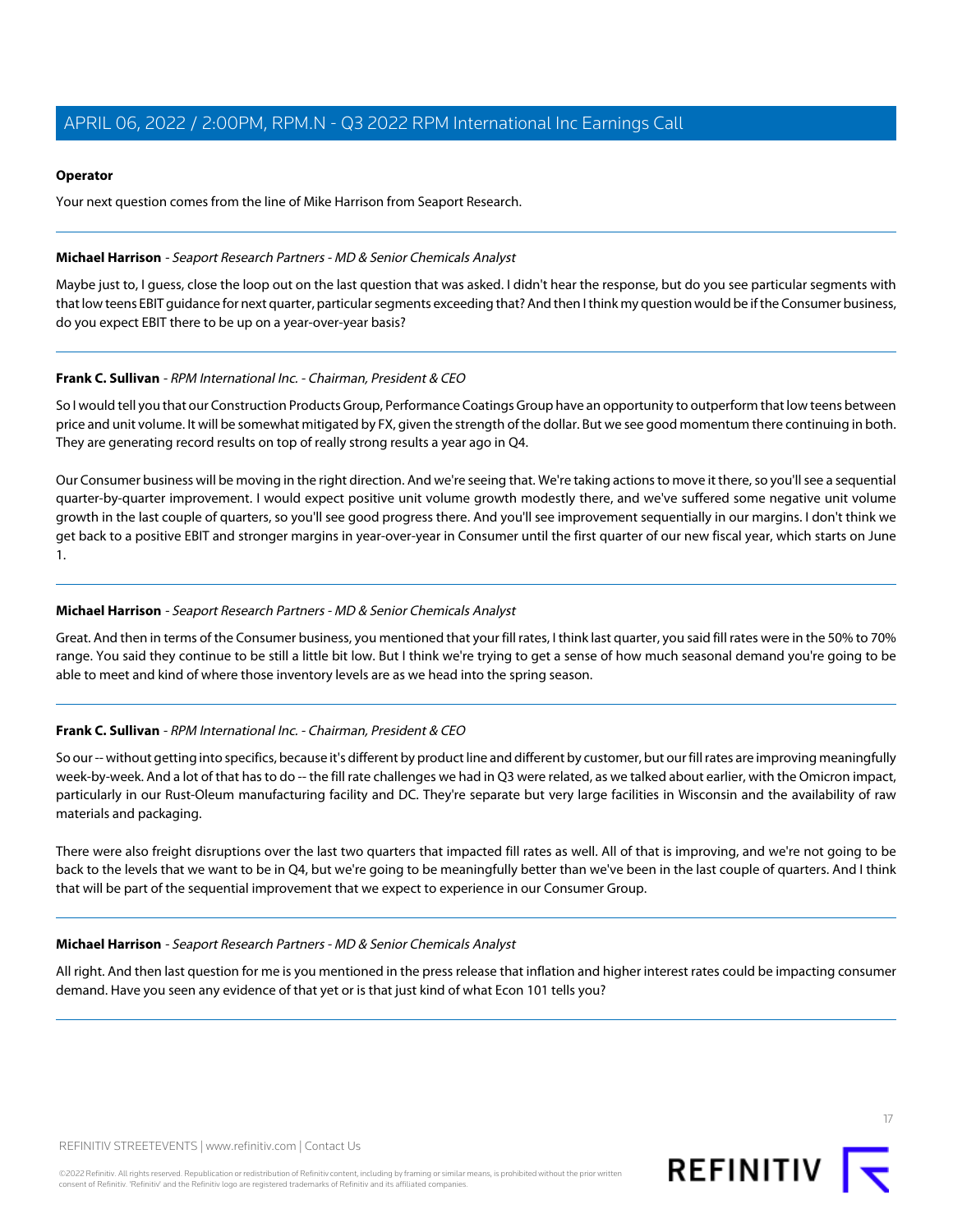**Operator**

Your next question comes from the line of Mike Harrison from Seaport Research.

---

**Michael Harrison** - *Seaport Research Partners - MD & Senior Chemicals Analyst*

Maybe just to, I guess, close the loop out on the last question that was asked. I didn't hear the response, but do you see particular segments with that low teens EBIT guidance for next quarter, particular segments exceeding that? And then I think my question would be if the Consumer business, do you expect EBIT there to be up on a year-over-year basis?

---

**Frank C. Sullivan** - *RPM International Inc. - Chairman, President & CEO*

So I would tell you that our Construction Products Group, Performance Coatings Group have an opportunity to outperform that low teens between price and unit volume. It will be somewhat mitigated by FX, given the strength of the dollar. But we see good momentum there continuing in both. They are generating record results on top of really strong results a year ago in Q4.

Our Consumer business will be moving in the right direction. And we're seeing that. We're taking actions to move it there, so you'll see a sequential quarter-by-quarter improvement. I would expect positive unit volume growth modestly there, and we've suffered some negative unit volume growth in the last couple of quarters, so you'll see good progress there. And you'll see improvement sequentially in our margins. I don't think we get back to a positive EBIT and stronger margins in year-over-year in Consumer until the first quarter of our new fiscal year, which starts on June 1.

---

**Michael Harrison** - *Seaport Research Partners - MD & Senior Chemicals Analyst*

Great. And then in terms of the Consumer business, you mentioned that your fill rates, I think last quarter, you said fill rates were in the 50% to 70% range. You said they continue to be still a little bit low. But I think we're trying to get a sense of how much seasonal demand you're going to be able to meet and kind of where those inventory levels are as we head into the spring season.

---

**Frank C. Sullivan** - *RPM International Inc. - Chairman, President & CEO*

So our -- without getting into specifics, because it's different by product line and different by customer, but our fill rates are improving meaningfully week-by-week. And a lot of that has to do -- the fill rate challenges we had in Q3 were related, as we talked about earlier, with the Omicron impact, particularly in our Rust-Oleum manufacturing facility and DC. They're separate but very large facilities in Wisconsin and the availability of raw materials and packaging.

There were also freight disruptions over the last two quarters that impacted fill rates as well. All of that is improving, and we're not going to be back to the levels that we want to be in Q4, but we're going to be meaningfully better than we've been in the last couple of quarters. And I think that will be part of the sequential improvement that we expect to experience in our Consumer Group.

---

**Michael Harrison** - *Seaport Research Partners - MD & Senior Chemicals Analyst*

All right. And then last question for me is you mentioned in the press release that inflation and higher interest rates could be impacting consumer demand. Have you seen any evidence of that yet or is that just kind of what Econ 101 tells you?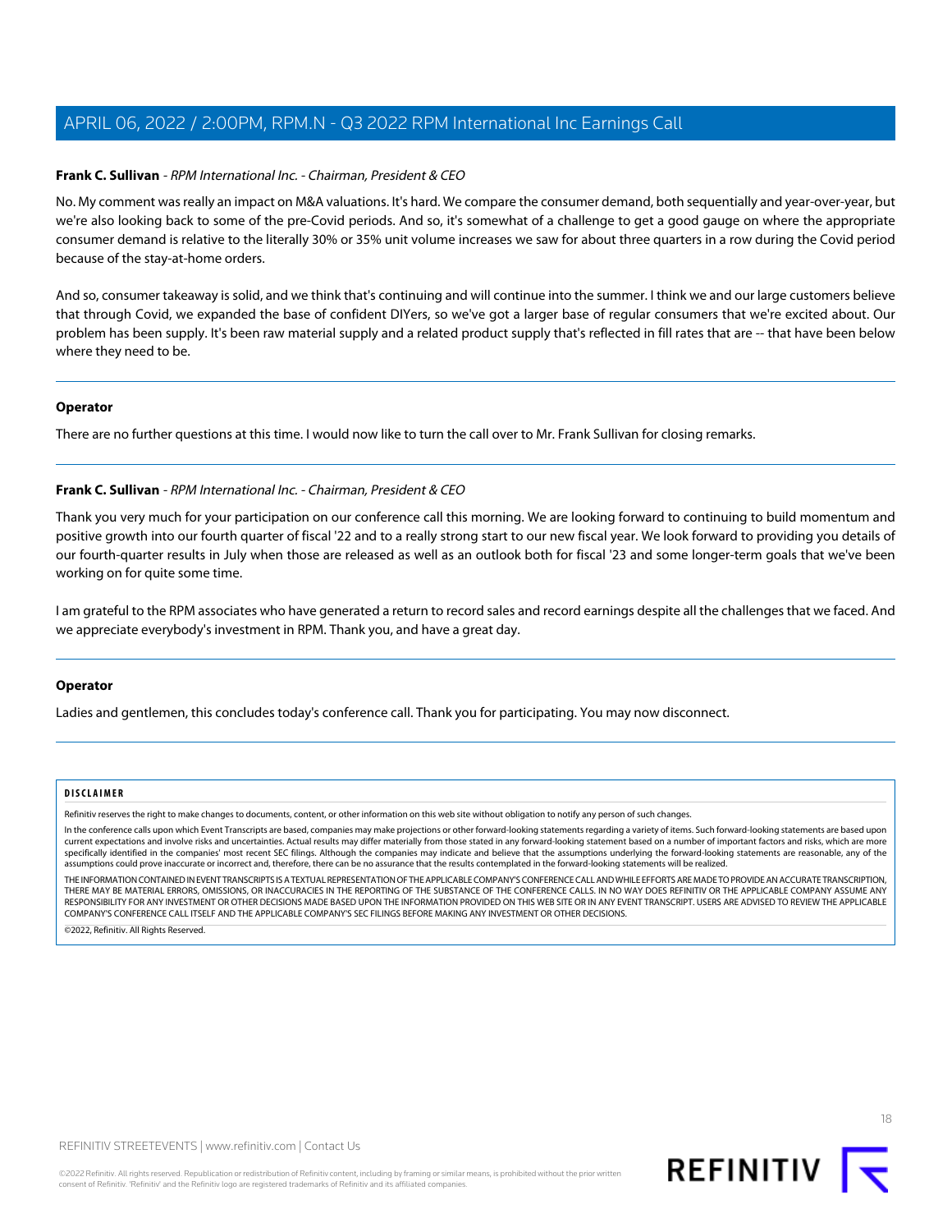**Frank C. Sullivan** - *RPM International Inc. - Chairman, President & CEO*

No. My comment was really an impact on M&A valuations. It's hard. We compare the consumer demand, both sequentially and year-over-year, but we're also looking back to some of the pre-Covid periods. And so, it's somewhat of a challenge to get a good gauge on where the appropriate consumer demand is relative to the literally 30% or 35% unit volume increases we saw for about three quarters in a row during the Covid period because of the stay-at-home orders.

And so, consumer takeaway is solid, and we think that's continuing and will continue into the summer. I think we and our large customers believe that through Covid, we expanded the base of confident DIYers, so we've got a larger base of regular consumers that we're excited about. Our problem has been supply. It's been raw material supply and a related product supply that's reflected in fill rates that are -- that have been below where they need to be.

---

**Operator**

There are no further questions at this time. I would now like to turn the call over to Mr. Frank Sullivan for closing remarks.

---

**Frank C. Sullivan** - *RPM International Inc. - Chairman, President & CEO*

Thank you very much for your participation on our conference call this morning. We are looking forward to continuing to build momentum and positive growth into our fourth quarter of fiscal '22 and to a really strong start to our new fiscal year. We look forward to providing you details of our fourth-quarter results in July when those are released as well as an outlook both for fiscal '23 and some longer-term goals that we've been working on for quite some time.

I am grateful to the RPM associates who have generated a return to record sales and record earnings despite all the challenges that we faced. And we appreciate everybody's investment in RPM. Thank you, and have a great day.

---

**Operator**

Ladies and gentlemen, this concludes today's conference call. Thank you for participating. You may now disconnect.

---

**DISCLAIMER**

Refinitiv reserves the right to make changes to documents, content, or other information on this web site without obligation to notify any person of such changes.

In the conference calls upon which Event Transcripts are based, companies may make projections or other forward-looking statements regarding a variety of items. Such forward-looking statements are based upon current expectations and involve risks and uncertainties. Actual results may differ materially from those stated in any forward-looking statement based on a number of important factors and risks, which are more specifically identified in the companies' most recent SEC filings. Although the companies may indicate and believe that the assumptions underlying the forward-looking statements are reasonable, any of the assumptions could prove inaccurate or incorrect and, therefore, there can be no assurance that the results contemplated in the forward-looking statements will be realized.

THE INFORMATION CONTAINED IN EVENT TRANSCRIPTS IS A TEXTUAL REPRESENTATION OF THE APPLICABLE COMPANY'S CONFERENCE CALL AND WHILE EFFORTS ARE MADE TO PROVIDE AN ACCURATE TRANSCRIPTION, THERE MAY BE MATERIAL ERRORS, OMISSIONS, OR INACCURACIES IN THE REPORTING OF THE SUBSTANCE OF THE CONFERENCE CALLS. IN NO WAY DOES REFINITIV OR THE APPLICABLE COMPANY ASSUME ANY RESPONSIBILITY FOR ANY INVESTMENT OR OTHER DECISIONS MADE BASED UPON THE INFORMATION PROVIDED ON THIS WEB SITE OR IN ANY EVENT TRANSCRIPT. USERS ARE ADVISED TO REVIEW THE APPLICABLE COMPANY'S CONFERENCE CALL ITSELF AND THE APPLICABLE COMPANY'S SEC FILINGS BEFORE MAKING ANY INVESTMENT OR OTHER DECISIONS.

©2022, Refinitiv. All Rights Reserved.